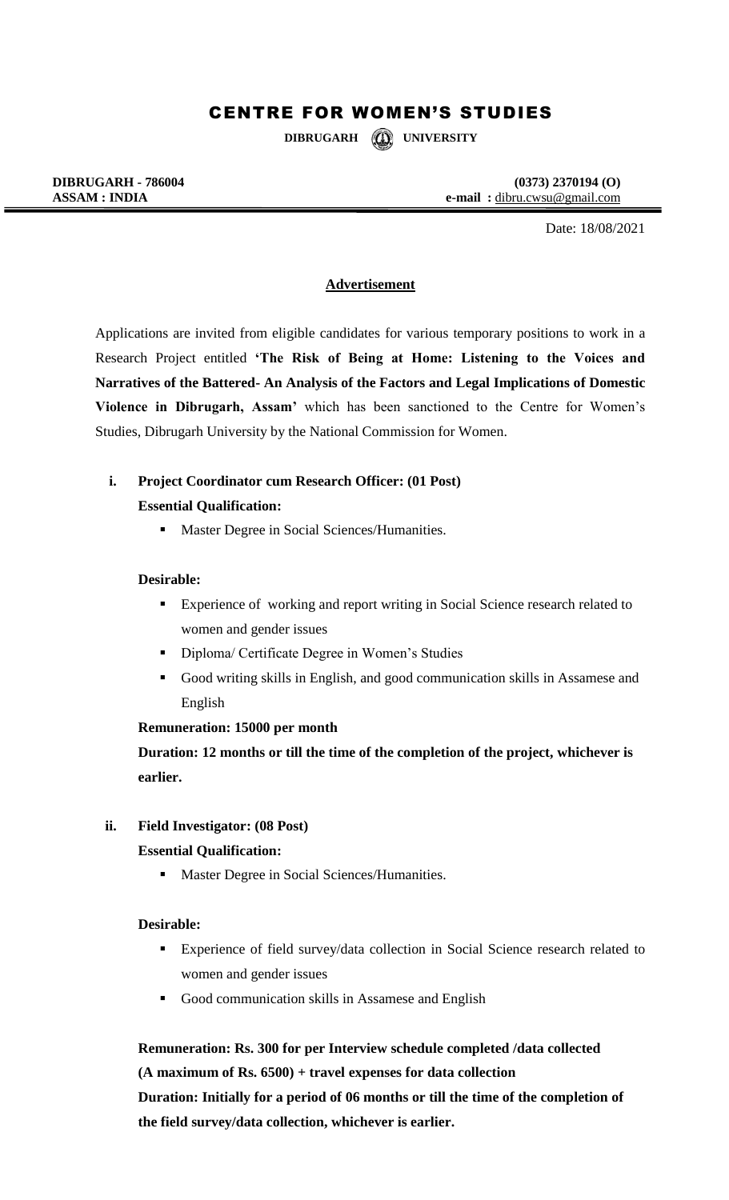# CENTRE FOR WOMEN'S STUDIES

**DIBRUGARH UNIVERSITY**

**DIBRUGARH - 786004**
**ASSAM : INDIA**

**(0373) 2370194 (O)**
**e-mail :** dibru.cwsu@gmail.com

Date: 18/08/2021

## Advertisement

Applications are invited from eligible candidates for various temporary positions to work in a Research Project entitled **'The Risk of Being at Home: Listening to the Voices and Narratives of the Battered- An Analysis of the Factors and Legal Implications of Domestic Violence in Dibrugarh, Assam'** which has been sanctioned to the Centre for Women's Studies, Dibrugarh University by the National Commission for Women.

**i. Project Coordinator cum Research Officer: (01 Post)**

**Essential Qualification:**

- Master Degree in Social Sciences/Humanities.

**Desirable:**

- Experience of working and report writing in Social Science research related to women and gender issues
- Diploma/ Certificate Degree in Women's Studies
- Good writing skills in English, and good communication skills in Assamese and English

**Remuneration: 15000 per month**

**Duration: 12 months or till the time of the completion of the project, whichever is earlier.**

**ii. Field Investigator: (08 Post)**

**Essential Qualification:**

- Master Degree in Social Sciences/Humanities.

**Desirable:**

- Experience of field survey/data collection in Social Science research related to women and gender issues
- Good communication skills in Assamese and English

**Remuneration: Rs. 300 for per Interview schedule completed /data collected (A maximum of Rs. 6500) + travel expenses for data collection**

**Duration: Initially for a period of 06 months or till the time of the completion of the field survey/data collection, whichever is earlier.**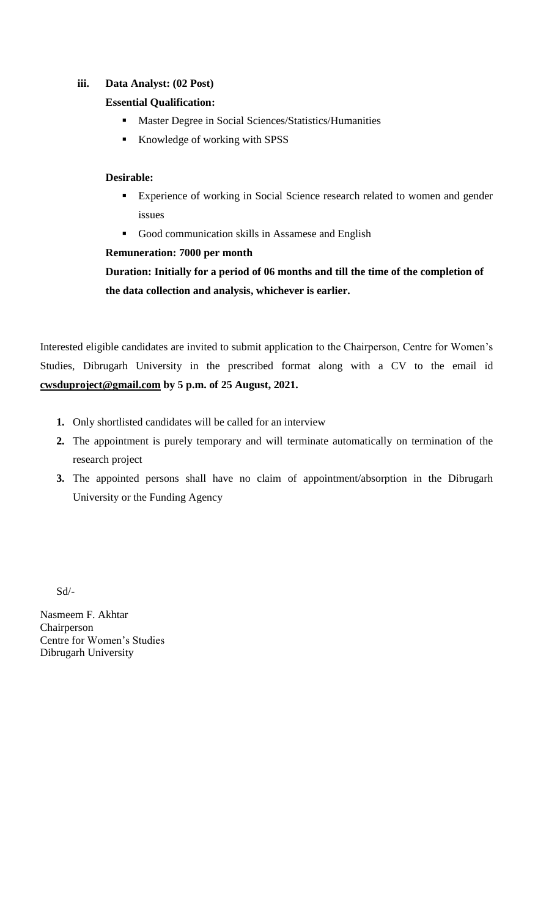iii. **Data Analyst: (02 Post)**

**Essential Qualification:**

- Master Degree in Social Sciences/Statistics/Humanities
- Knowledge of working with SPSS

**Desirable:**

- Experience of working in Social Science research related to women and gender issues
- Good communication skills in Assamese and English

**Remuneration: 7000 per month**

**Duration: Initially for a period of 06 months and till the time of the completion of the data collection and analysis, whichever is earlier.**

Interested eligible candidates are invited to submit application to the Chairperson, Centre for Women's Studies, Dibrugarh University in the prescribed format along with a CV to the email id **cwsduproject@gmail.com by 5 p.m. of 25 August, 2021.**

1. Only shortlisted candidates will be called for an interview
2. The appointment is purely temporary and will terminate automatically on termination of the research project
3. The appointed persons shall have no claim of appointment/absorption in the Dibrugarh University or the Funding Agency

Sd/-

Nasmeem F. Akhtar
Chairperson
Centre for Women's Studies
Dibrugarh University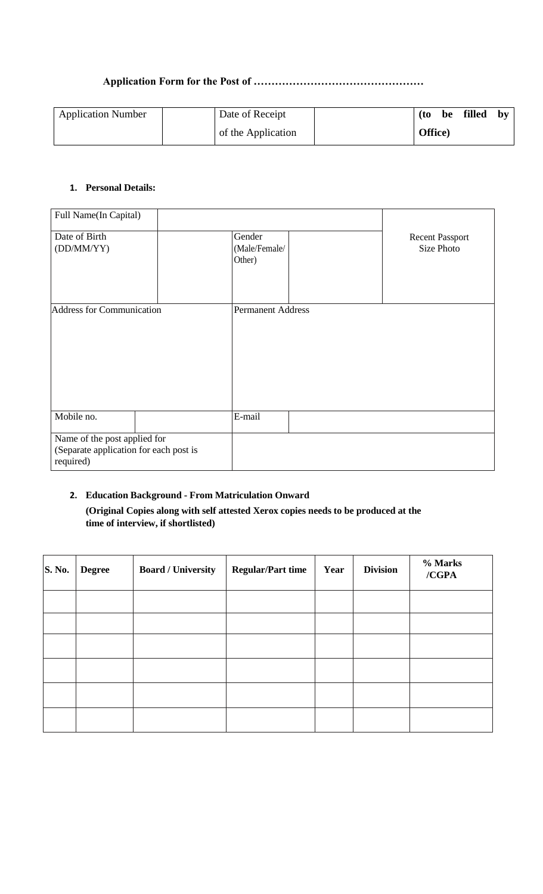**Application Form for the Post of …………………………………………**

| Application Number | | Date of Receipt of the Application | | **(to be filled by Office)** |
|---|---|---|---|---|

**1. Personal Details:**

| Full Name(In Capital) | | | | Recent Passport Size Photo |
|---|---|---|---|---|
| Date of Birth (DD/MM/YY) | | Gender (Male/Female/ Other) | | |
| Address for Communication | | Permanent Address | | |
| Mobile no. | | E-mail | | |
| Name of the post applied for (Separate application for each post is required) | | | | |

**2. Education Background - From Matriculation Onward**

**(Original Copies along with self attested Xerox copies needs to be produced at the time of interview, if shortlisted)**

| S. No. | Degree | Board / University | Regular/Part time | Year | Division | % Marks /CGPA |
|---|---|---|---|---|---|---|
| | | | | | | |
| | | | | | | |
| | | | | | | |
| | | | | | | |
| | | | | | | |
| | | | | | | |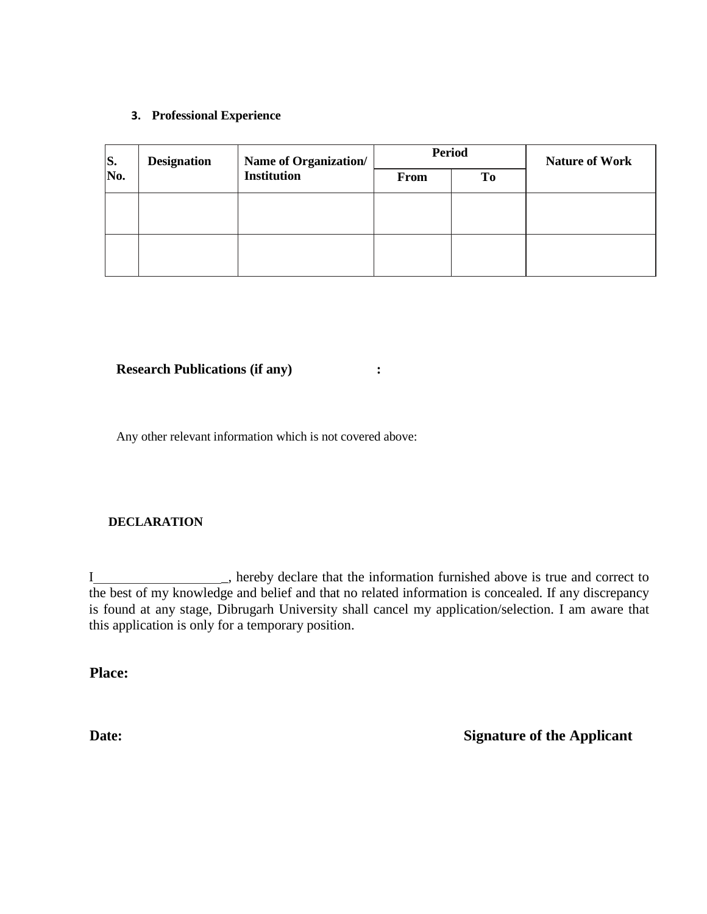### 3. Professional Experience

| S. No. | Designation | Name of Organization/ Institution | Period | | Nature of Work |
|---|---|---|---|---|---|
| | | | From | To | |
| | | | | | |
| | | | | | |

**Research Publications (if any) :**

Any other relevant information which is not covered above:

**DECLARATION**

I___________________, hereby declare that the information furnished above is true and correct to the best of my knowledge and belief and that no related information is concealed. If any discrepancy is found at any stage, Dibrugarh University shall cancel my application/selection. I am aware that this application is only for a temporary position.

**Place:**

**Date:** **Signature of the Applicant**